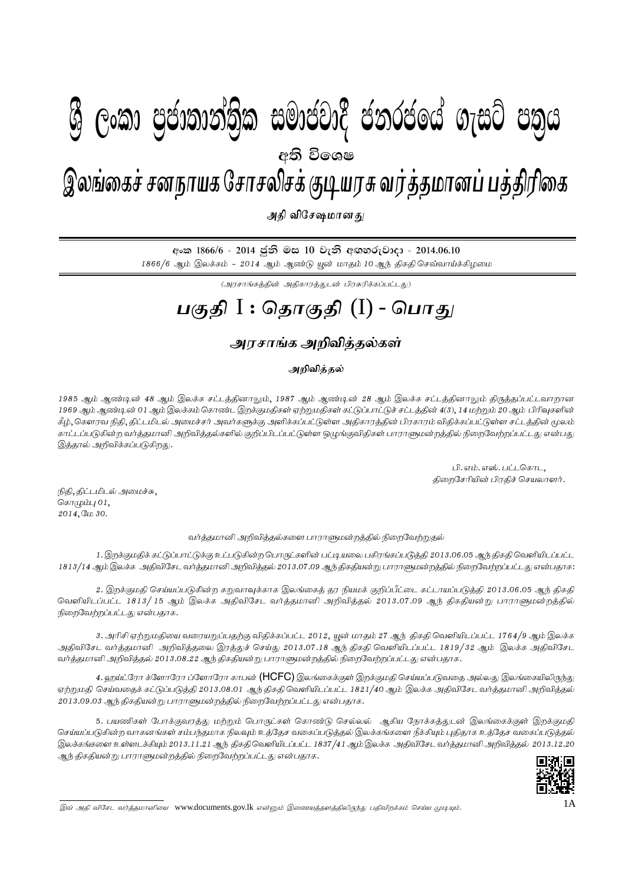# ශ්‍රී ලංකා ප්‍රජාතාන්ත්‍රික සමාජවාදී ජනරජයේ ගැසට් පත්‍රය

**අති විශෙෂ**

# இலங்கைச் சனநாயக சோசலிசக் குடியரசு வர்த்தமானப் பத்திரிகை

**அதி விசேஷமானது**

අංක 1866/6 - 2014 ජූනි මස 10 වැනි අඟහරුවාදා - 2014.06.10

*1866/6 ஆம் இலக்கம் - 2014 ஆம் ஆண்டு யூன் மாதம் 10 ஆந் திகதி செவ்வாய்க்கிழமை*

(அரசாங்கத்தின் அதிகாரத்துடன் பிரசுரிக்கப்பட்டது)

# பகுதி I : தொகுதி (I) - பொது

## அரசாங்க அறிவித்தல்கள்

### அறிவித்தல்

*1985 ஆம் ஆண்டின் 48 ஆம் இலக்க சட்டத்தினாலும், 1987 ஆம் ஆண்டின் 28 ஆம் இலக்க சட்டத்தினாலும் திருத்தப்பட்டவாறான 1969 ஆம் ஆண்டின் 01 ஆம் இலக்கம் கொண்ட இறக்குமதிகள் ஏற்றுமதிகள் கட்டுப்பாட்டுச் சட்டத்தின் 4(3), 14 மற்றும் 20 ஆம் பிரிவுகளின் கீழ், கௌரவ நிதி, திட்டமிடல் அமைச்சர் அவர்களுக்கு அளிக்கப்பட்டுள்ள அதிகாரத்தின் பிரகாரம் விதிக்கப்பட்டுள்ள சட்டத்தின் மூலம் காட்டப்படுகின்ற வர்த்தமானி அறிவித்தல்களில் குறிப்பிடப்பட்டுள்ள ஒழுங்குவிதிகள் பாராளுமன்றத்தில் நிறைவேற்றப்பட்டது என்பது இத்தால் அறிவிக்கப்படுகிறது.*

பி. எம். எஸ். பட்டகொட,
திறைசேரியின் பிரதிச் செயலாளர்.

நிதி, திட்டமிடல் அமைச்சு,
கொழும்பு 01,
2014, மே 30.

வர்த்தமானி அறிவித்தல்களை பாராளுமன்றத்தில் நிறைவேற்றுதல்

*1. இறக்குமதிக் கட்டுப்பாட்டுக்கு உட்படுகின்ற பொருட்களின் பட்டியலை பகிரங்கப்படுத்தி 2013.06.05 ஆந் திகதி வெளியிடப்பட்ட 1813/14 ஆம் இலக்க அதிவிசேட வர்த்தமானி அறிவித்தல் 2013.07.09 ஆந் திகதியன்று பாராளுமன்றத்தில் நிறைவேற்றப்பட்டது என்பதாக:*

*2. இறக்குமதி செய்யப்படுகின்ற கறுவாவுக்காக இலங்கைத் தர நியமக் குறிப்பீட்டை கட்டாயப்படுத்தி 2013.06.05 ஆந் திகதி வெளியிடப்பட்ட 1813/15 ஆம் இலக்க அதிவிசேட வர்த்தமானி அறிவித்தல் 2013.07.09 ஆந் திகதியன்று பாராளுமன்றத்தில் நிறைவேற்றப்பட்டது என்பதாக.*

*3. அரிசி ஏற்றுமதியை வரையறுப்பதற்கு விதிக்கப்பட்ட 2012, யூன் மாதம் 27 ஆந் திகதி வெளியிடப்பட்ட 1764/9 ஆம் இலக்க அதிவிசேட வர்த்தமானி அறிவித்தலை இரத்துச் செய்து 2013.07.18 ஆந் திகதி வெளியிடப்பட்ட 1819/32 ஆம் இலக்க அதிவிசேட வர்த்தமானி அறிவித்தல் 2013.08.22 ஆந் திகதியன்று பாராளுமன்றத்தில் நிறைவேற்றப்பட்டது என்பதாக.*

*4. ஹய்ட்ரோ க்ளோரோ ப்ளோரோ காபன் (HCFC) இலங்கைக்குள் இறக்குமதி செய்யப்படுவதை அல்லது இலங்கையிலிருந்து ஏற்றுமதி செய்வதைக் கட்டுப்படுத்தி 2013.08.01 ஆந் திகதி வெளியிடப்பட்ட 1821/40 ஆம் இலக்க அதிவிசேட வர்த்தமானி அறிவித்தல் 2013.09.03 ஆந் திகதியன்று பாராளுமன்றத்தில் நிறைவேற்றப்பட்டது என்பதாக.*

*5. பயணிகள் போக்குவரத்து மற்றும் பொருட்கள் கொண்டு செல்லல் ஆகிய நோக்கத்துடன் இலங்கைக்குள் இறக்குமதி செய்யப்படுகின்ற வாகனங்கள் சம்பந்தமாக நிலவும் உத்தேச வகைப்படுத்தல் இலக்கங்களை நீக்கியும் புதிதாக உத்தேச வகைப்படுத்தல் இலக்கங்களை உள்ளடக்கியும் 2013.11.21 ஆந் திகதி வெளியிடப்பட்ட 1837/41 ஆம் இலக்க அதிவிசேட வர்த்தமானி அறிவித்தல் 2013.12.20 ஆந் திகதியன்று பாராளுமன்றத்தில் நிறைவேற்றப்பட்டது என்பதாக.*

*இவ் அதி விசேட வர்த்தமானியை* www.documents.gov.lk *என்னும் இணையத்தளத்திலிருந்து பதிவிறக்கம் செய்ய முடியும்.*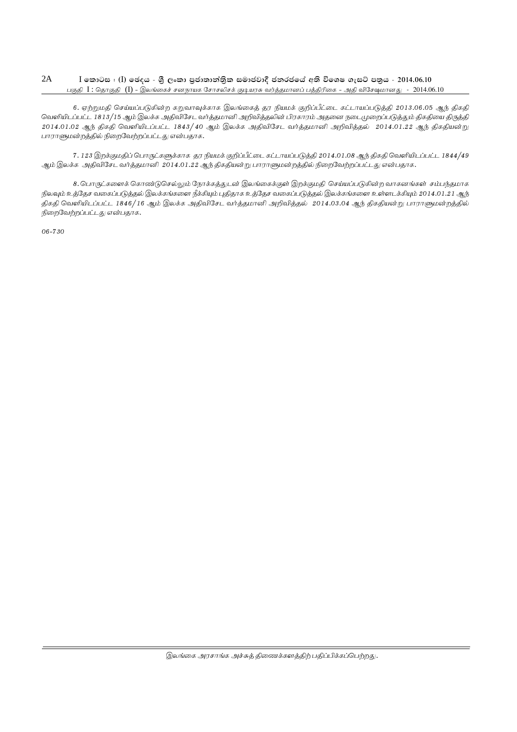*6. ஏற்றுமதி செய்யப்படுகின்ற கறுவாவுக்காக இலங்கைத் தர நியமக் குறிப்பீட்டை கட்டாயப்படுத்தி 2013.06.05 ஆந் திகதி வெளியிடப்பட்ட 1813/15 ஆம் இலக்க அதிவிசேட வர்த்தமானி அறிவித்தலின் பிரகாரம் அதனை நடைமுறைப்படுத்தும் திகதியை திருத்தி 2014.01.02 ஆந் திகதி வெளியிடப்பட்ட 1843/40 ஆம் இலக்க அதிவிசேட வர்த்தமானி அறிவித்தல் 2014.01.22 ஆந் திகதியன்று பாராளுமன்றத்தில் நிறைவேற்றப்பட்டது என்பதாக.*

*7. 123 இறக்குமதிப் பொருட்களுக்காக தர நியமக் குறிப்பீட்டை கட்டாயப்படுத்தி 2014.01.08 ஆந் திகதி வெளியிடப்பட்ட 1844/49 ஆம் இலக்க அதிவிசேட வர்த்தமானி 2014.01.22 ஆந் திகதியன்று பாராளுமன்றத்தில் நிறைவேற்றப்பட்டது என்பதாக.*

*8. பொருட்களைக் கொண்டுசெல்லும் நோக்கத்துடன் இலங்கைக்குள் இறக்குமதி செய்யப்படுகின்ற வாகனங்கள் சம்பந்தமாக நிலவும் உத்தேச வகைப்படுத்தல் இலக்கங்களை நீக்கியும் புதிதாக உத்தேச வகைப்படுத்தல் இலக்கங்களை உள்ளடக்கியும் 2014.01.21 ஆந் திகதி வெளியிடப்பட்ட 1846/16 ஆம் இலக்க அதிவிசேட வர்த்தமானி அறிவித்தல் 2014.03.04 ஆந் திகதியன்று பாராளுமன்றத்தில் நிறைவேற்றப்பட்டது என்பதாக.*

*06-730*

இலங்கை அரசாங்க அச்சுத் திணைக்களத்திற் பதிப்பிக்கப்பெற்றது.